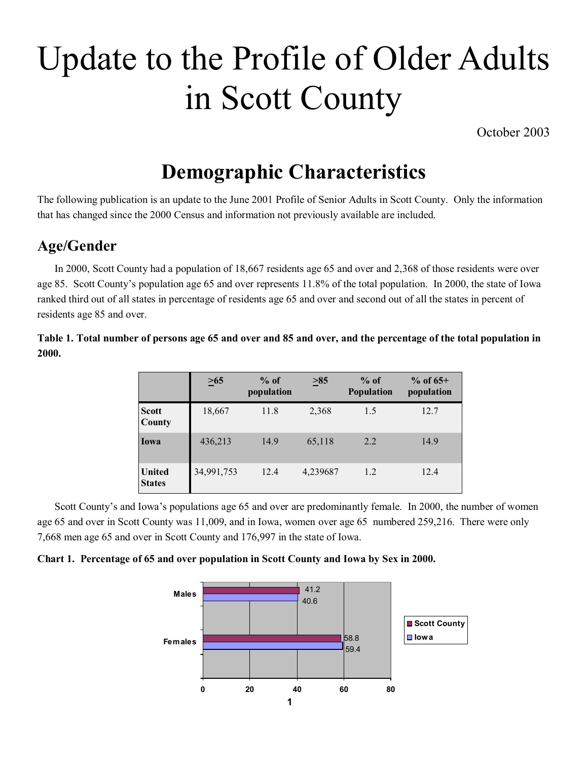# Update to the Profile of Older Adults in Scott County

October 2003

## Demographic Characteristics

The following publication is an update to the June 2001 Profile of Senior Adults in Scott County. Only the information that has changed since the 2000 Census and information not previously available are included.

### Age/Gender

In 2000, Scott County had a population of 18,667 residents age 65 and over and 2,368 of those residents were over age 85. Scott County's population age 65 and over represents 11.8% of the total population. In 2000, the state of Iowa ranked third out of all states in percentage of residents age 65 and over and second out of all the states in percent of residents age 85 and over.

**Table 1. Total number of persons age 65 and over and 85 and over, and the percentage of the total population in 2000.**

| | ≥65 | % of population | ≥85 | % of Population | % of 65+ population |
|---|---|---|---|---|---|
| **Scott County** | 18,667 | 11.8 | 2,368 | 1.5 | 12.7 |
| **Iowa** | 436,213 | 14.9 | 65,118 | 2.2 | 14.9 |
| **United States** | 34,991,753 | 12.4 | 4,239687 | 1.2 | 12.4 |

Scott County's and Iowa's populations age 65 and over are predominantly female. In 2000, the number of women age 65 and over in Scott County was 11,009, and in Iowa, women over age 65 numbered 259,216. There were only 7,668 men age 65 and over in Scott County and 176,997 in the state of Iowa.

**Chart 1. Percentage of 65 and over population in Scott County and Iowa by Sex in 2000.**

| | Scott County | Iowa |
|---|---|---|
| Males | 41.2 | 40.6 |
| Females | 58.8 | 59.4 |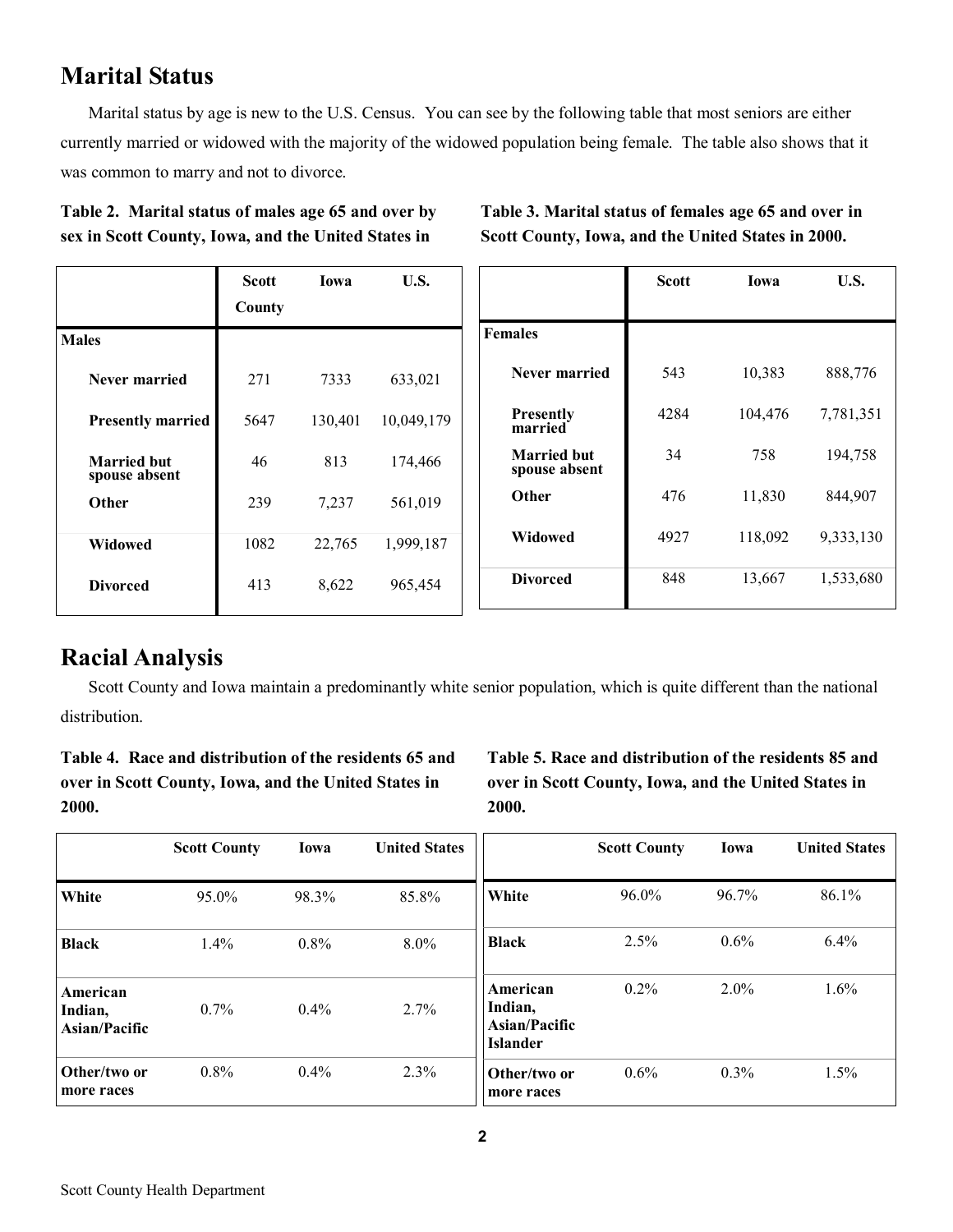## Marital Status

Marital status by age is new to the U.S. Census. You can see by the following table that most seniors are either currently married or widowed with the majority of the widowed population being female. The table also shows that it was common to marry and not to divorce.

**Table 2. Marital status of males age 65 and over by sex in Scott County, Iowa, and the United States in**

| | Scott County | Iowa | U.S. |
|---|---|---|---|
| **Males** | | | |
| **Never married** | 271 | 7333 | 633,021 |
| **Presently married** | 5647 | 130,401 | 10,049,179 |
| **Married but spouse absent** | 46 | 813 | 174,466 |
| **Other** | 239 | 7,237 | 561,019 |
| **Widowed** | 1082 | 22,765 | 1,999,187 |
| **Divorced** | 413 | 8,622 | 965,454 |

**Table 3. Marital status of females age 65 and over in Scott County, Iowa, and the United States in 2000.**

| | Scott | Iowa | U.S. |
|---|---|---|---|
| **Females** | | | |
| **Never married** | 543 | 10,383 | 888,776 |
| **Presently married** | 4284 | 104,476 | 7,781,351 |
| **Married but spouse absent** | 34 | 758 | 194,758 |
| **Other** | 476 | 11,830 | 844,907 |
| **Widowed** | 4927 | 118,092 | 9,333,130 |
| **Divorced** | 848 | 13,667 | 1,533,680 |

## Racial Analysis

Scott County and Iowa maintain a predominantly white senior population, which is quite different than the national distribution.

**Table 4. Race and distribution of the residents 65 and over in Scott County, Iowa, and the United States in 2000.**

| | Scott County | Iowa | United States |
|---|---|---|---|
| **White** | 95.0% | 98.3% | 85.8% |
| **Black** | 1.4% | 0.8% | 8.0% |
| **American Indian, Asian/Pacific** | 0.7% | 0.4% | 2.7% |
| **Other/two or more races** | 0.8% | 0.4% | 2.3% |

**Table 5. Race and distribution of the residents 85 and over in Scott County, Iowa, and the United States in 2000.**

| | Scott County | Iowa | United States |
|---|---|---|---|
| **White** | 96.0% | 96.7% | 86.1% |
| **Black** | 2.5% | 0.6% | 6.4% |
| **American Indian, Asian/Pacific Islander** | 0.2% | 2.0% | 1.6% |
| **Other/two or more races** | 0.6% | 0.3% | 1.5% |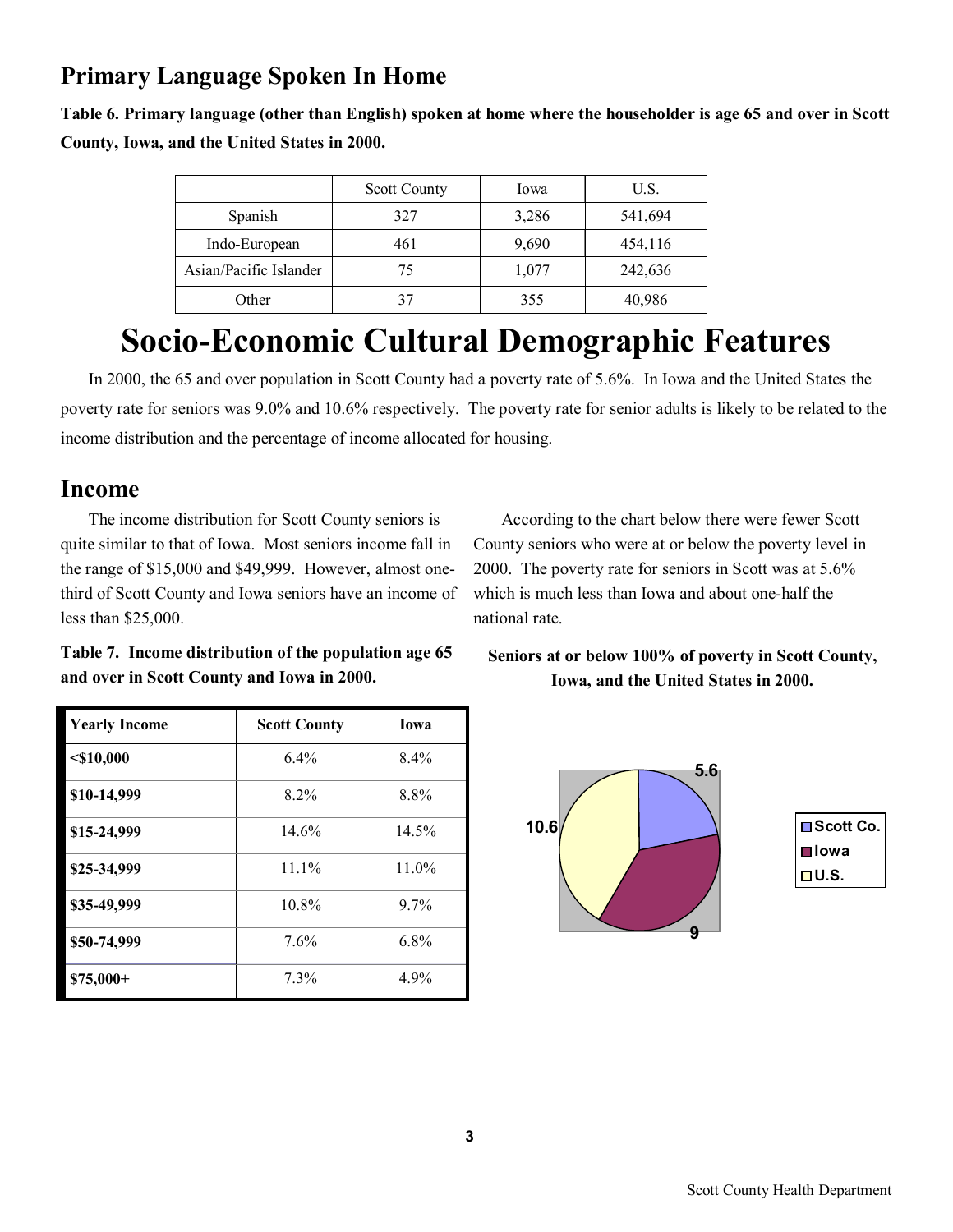## Primary Language Spoken In Home

**Table 6. Primary language (other than English) spoken at home where the householder is age 65 and over in Scott County, Iowa, and the United States in 2000.**

| | Scott County | Iowa | U.S. |
|---|---|---|---|
| Spanish | 327 | 3,286 | 541,694 |
| Indo-European | 461 | 9,690 | 454,116 |
| Asian/Pacific Islander | 75 | 1,077 | 242,636 |
| Other | 37 | 355 | 40,986 |

# Socio-Economic Cultural Demographic Features

In 2000, the 65 and over population in Scott County had a poverty rate of 5.6%. In Iowa and the United States the poverty rate for seniors was 9.0% and 10.6% respectively. The poverty rate for senior adults is likely to be related to the income distribution and the percentage of income allocated for housing.

## Income

The income distribution for Scott County seniors is quite similar to that of Iowa. Most seniors income fall in the range of $15,000 and $49,999. However, almost one-third of Scott County and Iowa seniors have an income of less than $25,000.

**Table 7. Income distribution of the population age 65 and over in Scott County and Iowa in 2000.**

| Yearly Income | Scott County | Iowa |
|---|---|---|
| <$10,000 | 6.4% | 8.4% |
| $10-14,999 | 8.2% | 8.8% |
| $15-24,999 | 14.6% | 14.5% |
| $25-34,999 | 11.1% | 11.0% |
| $35-49,999 | 10.8% | 9.7% |
| $50-74,999 | 7.6% | 6.8% |
| $75,000+ | 7.3% | 4.9% |

According to the chart below there were fewer Scott County seniors who were at or below the poverty level in 2000. The poverty rate for seniors in Scott was at 5.6% which is much less than Iowa and about one-half the national rate.

**Seniors at or below 100% of poverty in Scott County, Iowa, and the United States in 2000.**

| | Percent |
|---|---|
| Scott Co. | 5.6 |
| Iowa | 9 |
| U.S. | 10.6 |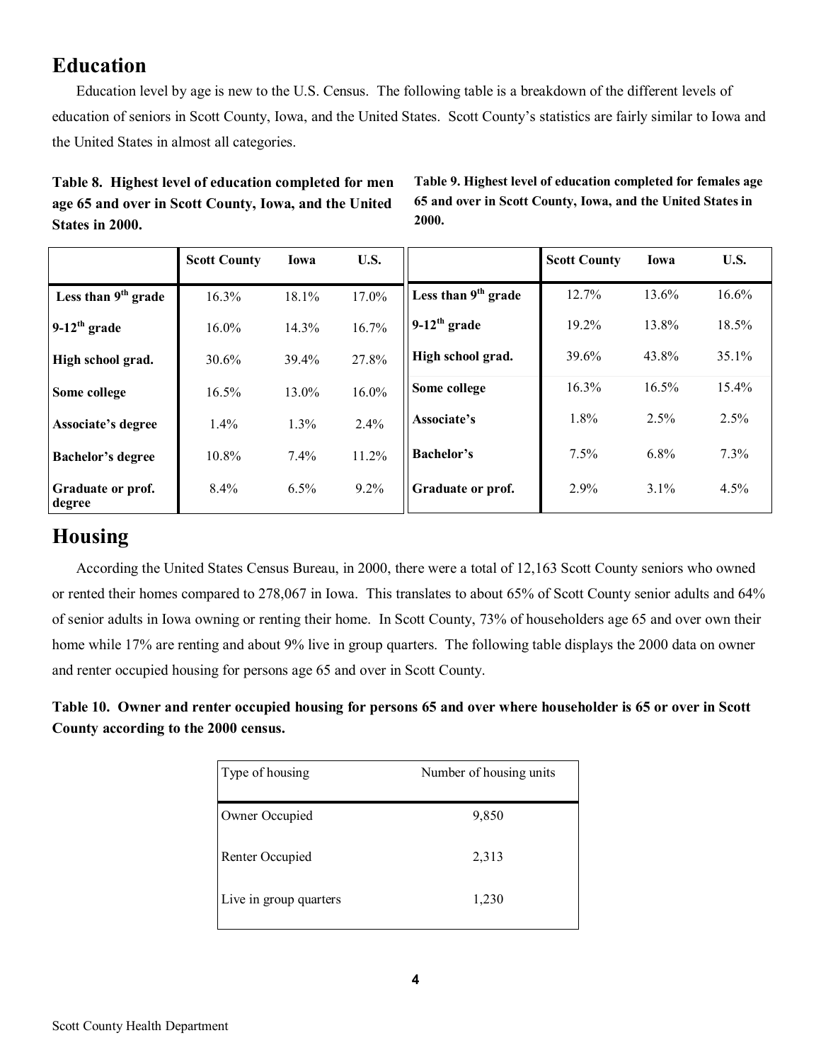## Education

Education level by age is new to the U.S. Census. The following table is a breakdown of the different levels of education of seniors in Scott County, Iowa, and the United States. Scott County's statistics are fairly similar to Iowa and the United States in almost all categories.

**Table 8. Highest level of education completed for men age 65 and over in Scott County, Iowa, and the United States in 2000.**

| | Scott County | Iowa | U.S. |
|---|---|---|---|
| Less than 9th grade | 16.3% | 18.1% | 17.0% |
| 9-12th grade | 16.0% | 14.3% | 16.7% |
| High school grad. | 30.6% | 39.4% | 27.8% |
| Some college | 16.5% | 13.0% | 16.0% |
| Associate's degree | 1.4% | 1.3% | 2.4% |
| Bachelor's degree | 10.8% | 7.4% | 11.2% |
| Graduate or prof. degree | 8.4% | 6.5% | 9.2% |

**Table 9. Highest level of education completed for females age 65 and over in Scott County, Iowa, and the United States in 2000.**

| | Scott County | Iowa | U.S. |
|---|---|---|---|
| Less than 9th grade | 12.7% | 13.6% | 16.6% |
| 9-12th grade | 19.2% | 13.8% | 18.5% |
| High school grad. | 39.6% | 43.8% | 35.1% |
| Some college | 16.3% | 16.5% | 15.4% |
| Associate's | 1.8% | 2.5% | 2.5% |
| Bachelor's | 7.5% | 6.8% | 7.3% |
| Graduate or prof. | 2.9% | 3.1% | 4.5% |

## Housing

According the United States Census Bureau, in 2000, there were a total of 12,163 Scott County seniors who owned or rented their homes compared to 278,067 in Iowa. This translates to about 65% of Scott County senior adults and 64% of senior adults in Iowa owning or renting their home. In Scott County, 73% of householders age 65 and over own their home while 17% are renting and about 9% live in group quarters. The following table displays the 2000 data on owner and renter occupied housing for persons age 65 and over in Scott County.

**Table 10. Owner and renter occupied housing for persons 65 and over where householder is 65 or over in Scott County according to the 2000 census.**

| Type of housing | Number of housing units |
|---|---|
| Owner Occupied | 9,850 |
| Renter Occupied | 2,313 |
| Live in group quarters | 1,230 |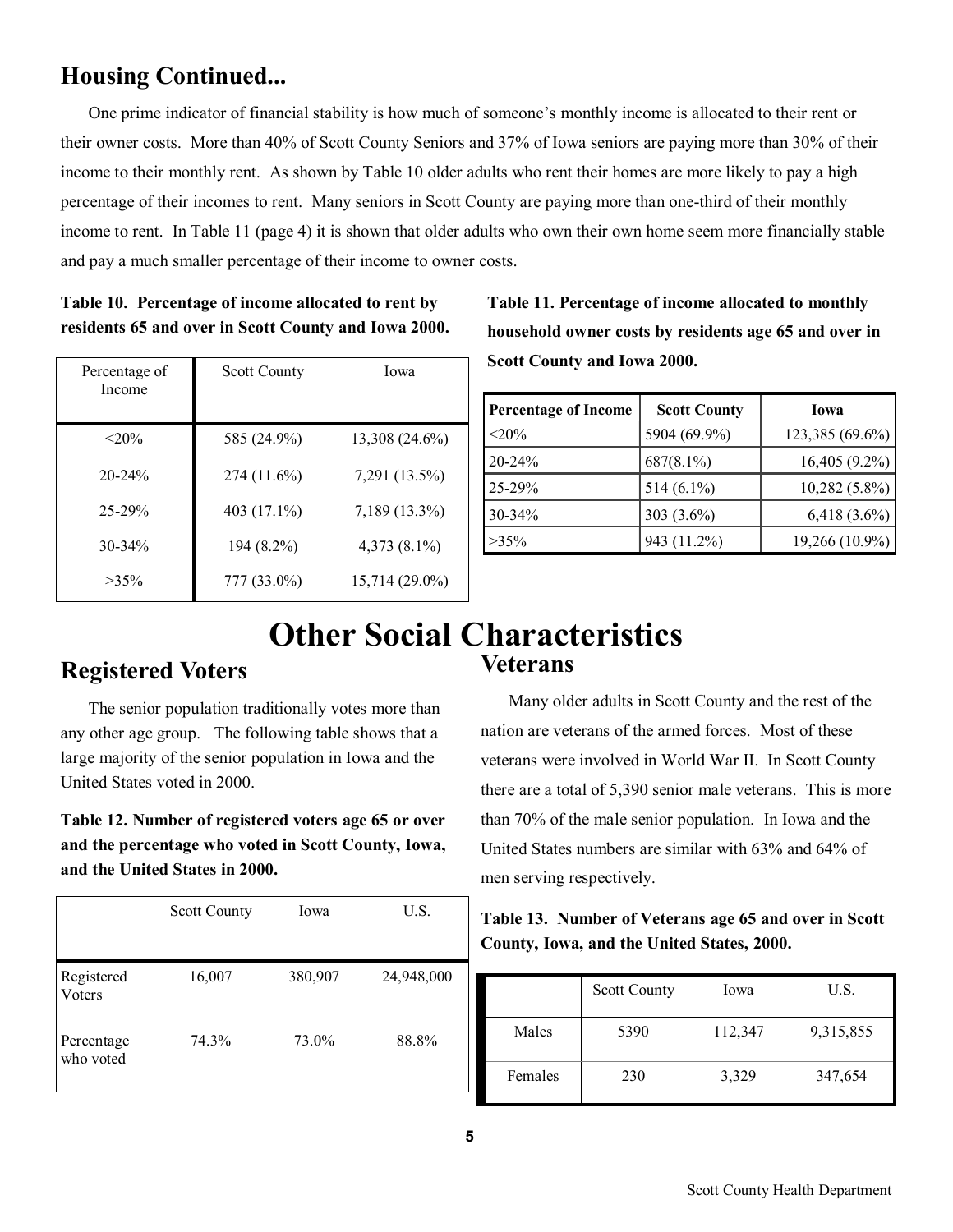## Housing Continued...

One prime indicator of financial stability is how much of someone's monthly income is allocated to their rent or their owner costs. More than 40% of Scott County Seniors and 37% of Iowa seniors are paying more than 30% of their income to their monthly rent. As shown by Table 10 older adults who rent their homes are more likely to pay a high percentage of their incomes to rent. Many seniors in Scott County are paying more than one-third of their monthly income to rent. In Table 11 (page 4) it is shown that older adults who own their own home seem more financially stable and pay a much smaller percentage of their income to owner costs.

**Table 10. Percentage of income allocated to rent by residents 65 and over in Scott County and Iowa 2000.**

| Percentage of Income | Scott County | Iowa |
|---|---|---|
| <20% | 585 (24.9%) | 13,308 (24.6%) |
| 20-24% | 274 (11.6%) | 7,291 (13.5%) |
| 25-29% | 403 (17.1%) | 7,189 (13.3%) |
| 30-34% | 194 (8.2%) | 4,373 (8.1%) |
| >35% | 777 (33.0%) | 15,714 (29.0%) |

**Table 11. Percentage of income allocated to monthly household owner costs by residents age 65 and over in Scott County and Iowa 2000.**

| Percentage of Income | Scott County | Iowa |
|---|---|---|
| <20% | 5904 (69.9%) | 123,385 (69.6%) |
| 20-24% | 687(8.1%) | 16,405 (9.2%) |
| 25-29% | 514 (6.1%) | 10,282 (5.8%) |
| 30-34% | 303 (3.6%) | 6,418 (3.6%) |
| >35% | 943 (11.2%) | 19,266 (10.9%) |

# Other Social Characteristics

## Registered Voters

The senior population traditionally votes more than any other age group. The following table shows that a large majority of the senior population in Iowa and the United States voted in 2000.

**Table 12. Number of registered voters age 65 or over and the percentage who voted in Scott County, Iowa, and the United States in 2000.**

| | Scott County | Iowa | U.S. |
|---|---|---|---|
| Registered Voters | 16,007 | 380,907 | 24,948,000 |
| Percentage who voted | 74.3% | 73.0% | 88.8% |

## Veterans

Many older adults in Scott County and the rest of the nation are veterans of the armed forces. Most of these veterans were involved in World War II. In Scott County there are a total of 5,390 senior male veterans. This is more than 70% of the male senior population. In Iowa and the United States numbers are similar with 63% and 64% of men serving respectively.

**Table 13. Number of Veterans age 65 and over in Scott County, Iowa, and the United States, 2000.**

| | Scott County | Iowa | U.S. |
|---|---|---|---|
| Males | 5390 | 112,347 | 9,315,855 |
| Females | 230 | 3,329 | 347,654 |

Scott County Health Department